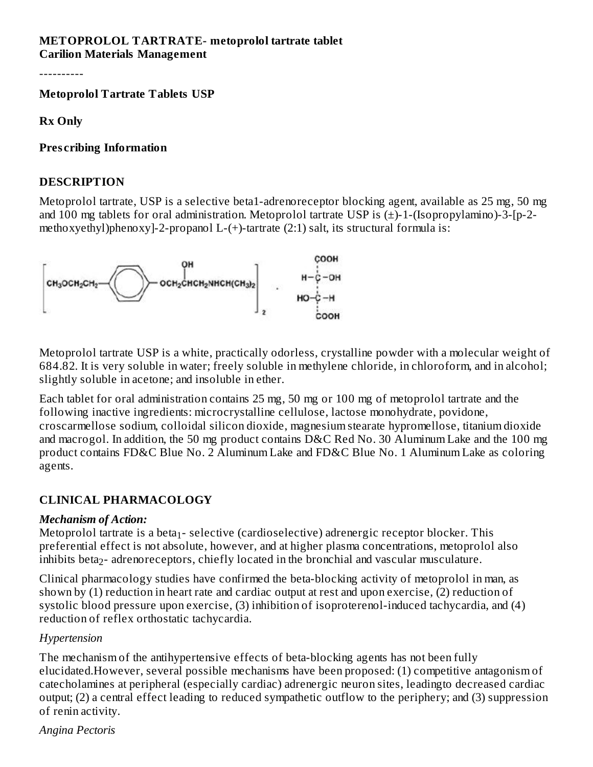**METOPROLOL TARTRATE- metoprolol tartrate tablet**
**Carilion Materials Management**

----------

**Metoprolol Tartrate Tablets USP**

**Rx Only**

**Prescribing Information**

## DESCRIPTION

Metoprolol tartrate, USP is a selective beta1-adrenoreceptor blocking agent, available as 25 mg, 50 mg and 100 mg tablets for oral administration. Metoprolol tartrate USP is (±)-1-(Isopropylamino)-3-[p-2-methoxyethyl)phenoxy]-2-propanol L-(+)-tartrate (2:1) salt, its structural formula is:

$$\left[ CH_3OCH_2CH_2-C_6H_4-OCH_2\overset{OH}{\overset{|}{C}}HCH_2NHCH(CH_3)_2 \right]_2 \cdot \begin{array}{c} COOH \\ H-C-OH \\ HO-C-H \\ COOH \end{array}$$

Metoprolol tartrate USP is a white, practically odorless, crystalline powder with a molecular weight of 684.82. It is very soluble in water; freely soluble in methylene chloride, in chloroform, and in alcohol; slightly soluble in acetone; and insoluble in ether.

Each tablet for oral administration contains 25 mg, 50 mg or 100 mg of metoprolol tartrate and the following inactive ingredients: microcrystalline cellulose, lactose monohydrate, povidone, croscarmellose sodium, colloidal silicon dioxide, magnesium stearate hypromellose, titanium dioxide and macrogol. In addition, the 50 mg product contains D&C Red No. 30 Aluminum Lake and the 100 mg product contains FD&C Blue No. 2 Aluminum Lake and FD&C Blue No. 1 Aluminum Lake as coloring agents.

## CLINICAL PHARMACOLOGY

***Mechanism of Action:***

Metoprolol tartrate is a $beta_1$- selective (cardioselective) adrenergic receptor blocker. This preferential effect is not absolute, however, and at higher plasma concentrations, metoprolol also inhibits $beta_2$- adrenoreceptors, chiefly located in the bronchial and vascular musculature.

Clinical pharmacology studies have confirmed the beta-blocking activity of metoprolol in man, as shown by (1) reduction in heart rate and cardiac output at rest and upon exercise, (2) reduction of systolic blood pressure upon exercise, (3) inhibition of isoproterenol-induced tachycardia, and (4) reduction of reflex orthostatic tachycardia.

*Hypertension*

The mechanism of the antihypertensive effects of beta-blocking agents has not been fully elucidated.However, several possible mechanisms have been proposed: (1) competitive antagonism of catecholamines at peripheral (especially cardiac) adrenergic neuron sites, leadingto decreased cardiac output; (2) a central effect leading to reduced sympathetic outflow to the periphery; and (3) suppression of renin activity.

*Angina Pectoris*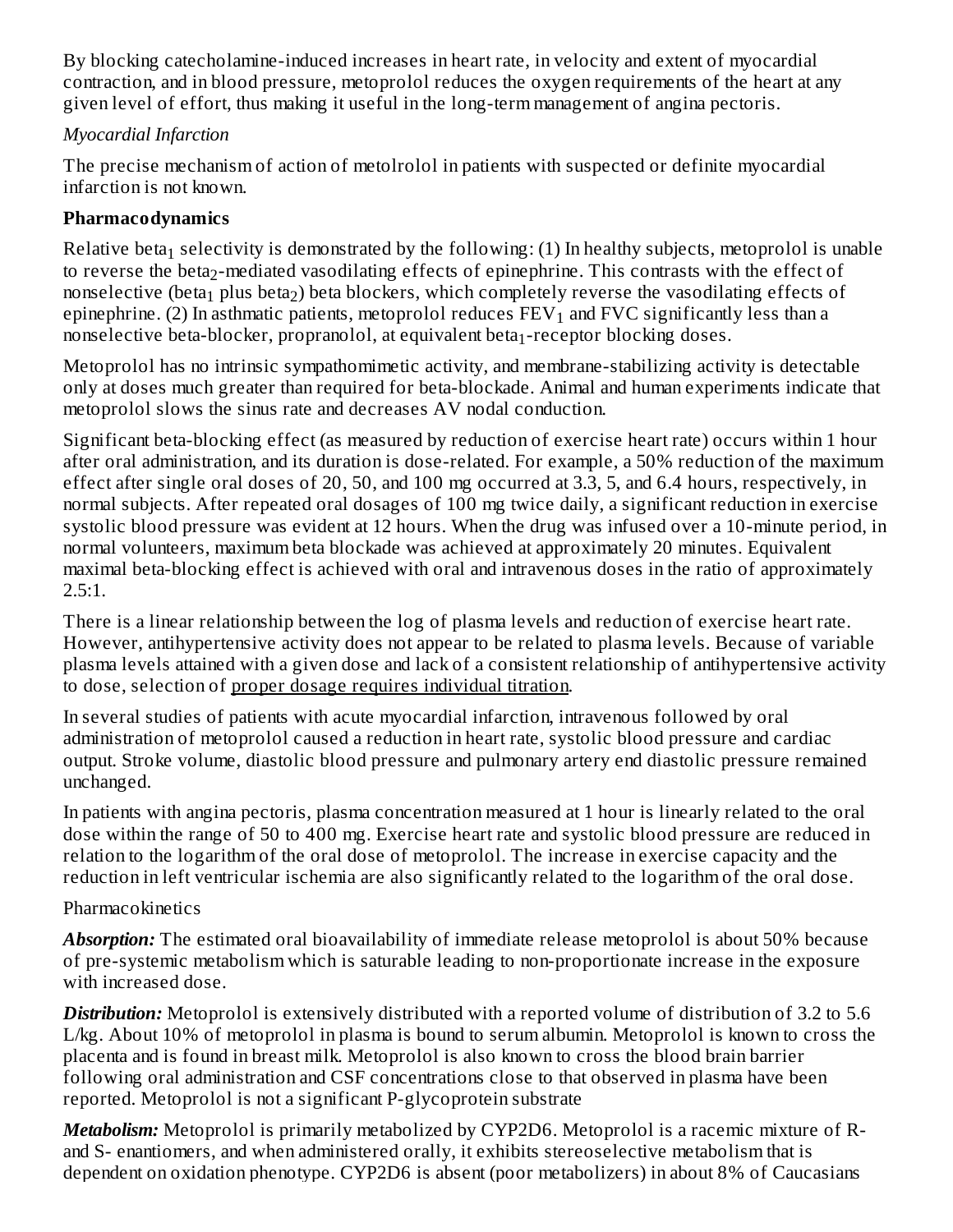By blocking catecholamine-induced increases in heart rate, in velocity and extent of myocardial contraction, and in blood pressure, metoprolol reduces the oxygen requirements of the heart at any given level of effort, thus making it useful in the long-term management of angina pectoris.

*Myocardial Infarction*

The precise mechanism of action of metolrolol in patients with suspected or definite myocardial infarction is not known.

**Pharmacodynamics**

Relative $beta_1$ selectivity is demonstrated by the following: (1) In healthy subjects, metoprolol is unable to reverse the $beta_2$-mediated vasodilating effects of epinephrine. This contrasts with the effect of nonselective ($beta_1$ plus $beta_2$) beta blockers, which completely reverse the vasodilating effects of epinephrine. (2) In asthmatic patients, metoprolol reduces $FEV_1$ and FVC significantly less than a nonselective beta-blocker, propranolol, at equivalent $beta_1$-receptor blocking doses.

Metoprolol has no intrinsic sympathomimetic activity, and membrane-stabilizing activity is detectable only at doses much greater than required for beta-blockade. Animal and human experiments indicate that metoprolol slows the sinus rate and decreases AV nodal conduction.

Significant beta-blocking effect (as measured by reduction of exercise heart rate) occurs within 1 hour after oral administration, and its duration is dose-related. For example, a 50% reduction of the maximum effect after single oral doses of 20, 50, and 100 mg occurred at 3.3, 5, and 6.4 hours, respectively, in normal subjects. After repeated oral dosages of 100 mg twice daily, a significant reduction in exercise systolic blood pressure was evident at 12 hours. When the drug was infused over a 10-minute period, in normal volunteers, maximum beta blockade was achieved at approximately 20 minutes. Equivalent maximal beta-blocking effect is achieved with oral and intravenous doses in the ratio of approximately 2.5:1.

There is a linear relationship between the log of plasma levels and reduction of exercise heart rate. However, antihypertensive activity does not appear to be related to plasma levels. Because of variable plasma levels attained with a given dose and lack of a consistent relationship of antihypertensive activity to dose, selection of proper dosage requires individual titration.

In several studies of patients with acute myocardial infarction, intravenous followed by oral administration of metoprolol caused a reduction in heart rate, systolic blood pressure and cardiac output. Stroke volume, diastolic blood pressure and pulmonary artery end diastolic pressure remained unchanged.

In patients with angina pectoris, plasma concentration measured at 1 hour is linearly related to the oral dose within the range of 50 to 400 mg. Exercise heart rate and systolic blood pressure are reduced in relation to the logarithm of the oral dose of metoprolol. The increase in exercise capacity and the reduction in left ventricular ischemia are also significantly related to the logarithm of the oral dose.

Pharmacokinetics

***Absorption:*** The estimated oral bioavailability of immediate release metoprolol is about 50% because of pre-systemic metabolism which is saturable leading to non-proportionate increase in the exposure with increased dose.

***Distribution:*** Metoprolol is extensively distributed with a reported volume of distribution of 3.2 to 5.6 L/kg. About 10% of metoprolol in plasma is bound to serum albumin. Metoprolol is known to cross the placenta and is found in breast milk. Metoprolol is also known to cross the blood brain barrier following oral administration and CSF concentrations close to that observed in plasma have been reported. Metoprolol is not a significant P-glycoprotein substrate

***Metabolism:*** Metoprolol is primarily metabolized by CYP2D6. Metoprolol is a racemic mixture of R- and S- enantiomers, and when administered orally, it exhibits stereoselective metabolism that is dependent on oxidation phenotype. CYP2D6 is absent (poor metabolizers) in about 8% of Caucasians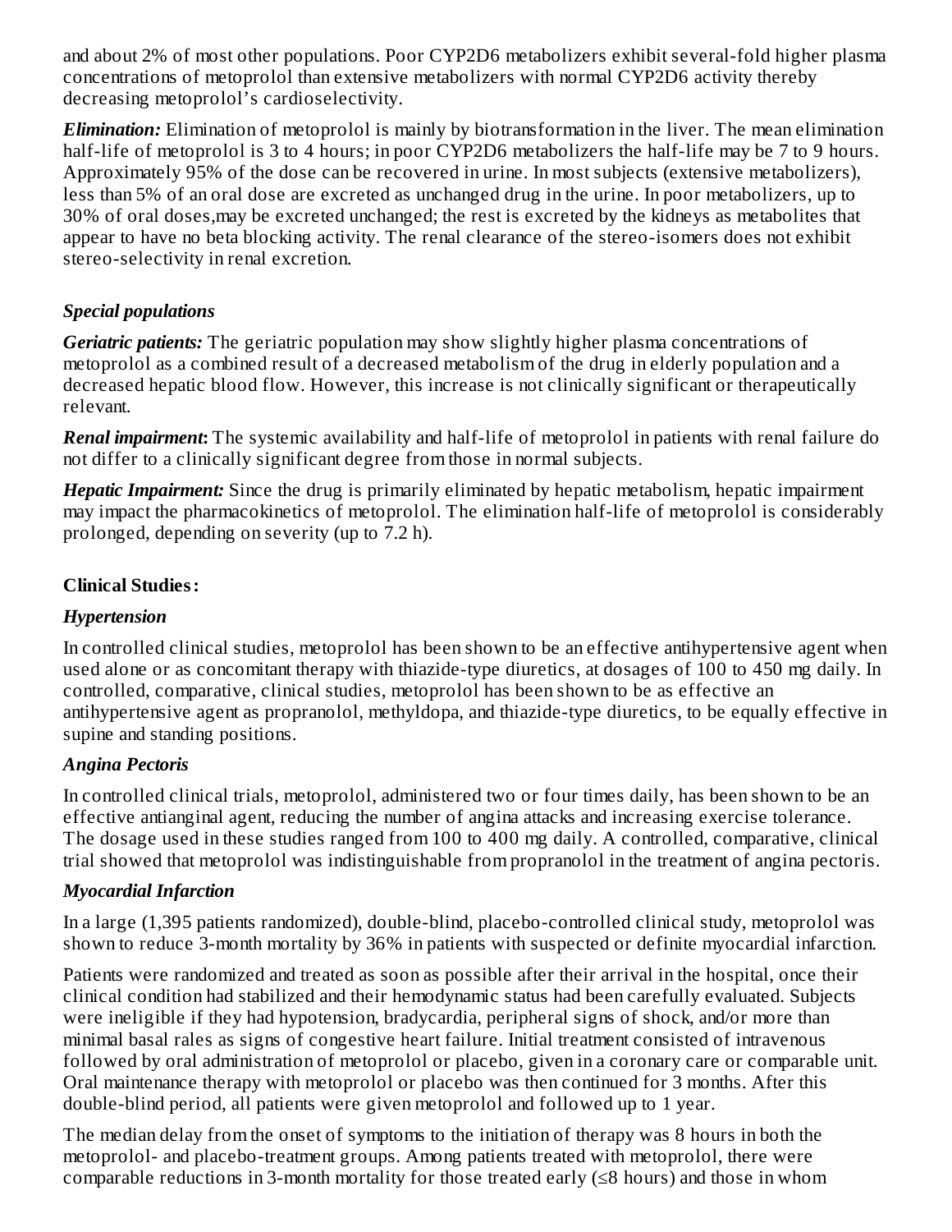and about 2% of most other populations. Poor CYP2D6 metabolizers exhibit several-fold higher plasma concentrations of metoprolol than extensive metabolizers with normal CYP2D6 activity thereby decreasing metoprolol's cardioselectivity.

***Elimination:*** Elimination of metoprolol is mainly by biotransformation in the liver. The mean elimination half-life of metoprolol is 3 to 4 hours; in poor CYP2D6 metabolizers the half-life may be 7 to 9 hours. Approximately 95% of the dose can be recovered in urine. In most subjects (extensive metabolizers), less than 5% of an oral dose are excreted as unchanged drug in the urine. In poor metabolizers, up to 30% of oral doses,may be excreted unchanged; the rest is excreted by the kidneys as metabolites that appear to have no beta blocking activity. The renal clearance of the stereo-isomers does not exhibit stereo-selectivity in renal excretion.

### *Special populations*

***Geriatric patients:*** The geriatric population may show slightly higher plasma concentrations of metoprolol as a combined result of a decreased metabolism of the drug in elderly population and a decreased hepatic blood flow. However, this increase is not clinically significant or therapeutically relevant.

***Renal impairment*****:** The systemic availability and half-life of metoprolol in patients with renal failure do not differ to a clinically significant degree from those in normal subjects.

***Hepatic Impairment:*** Since the drug is primarily eliminated by hepatic metabolism, hepatic impairment may impact the pharmacokinetics of metoprolol. The elimination half-life of metoprolol is considerably prolonged, depending on severity (up to 7.2 h).

## Clinical Studies:

### *Hypertension*

In controlled clinical studies, metoprolol has been shown to be an effective antihypertensive agent when used alone or as concomitant therapy with thiazide-type diuretics, at dosages of 100 to 450 mg daily. In controlled, comparative, clinical studies, metoprolol has been shown to be as effective an antihypertensive agent as propranolol, methyldopa, and thiazide-type diuretics, to be equally effective in supine and standing positions.

### *Angina Pectoris*

In controlled clinical trials, metoprolol, administered two or four times daily, has been shown to be an effective antianginal agent, reducing the number of angina attacks and increasing exercise tolerance. The dosage used in these studies ranged from 100 to 400 mg daily. A controlled, comparative, clinical trial showed that metoprolol was indistinguishable from propranolol in the treatment of angina pectoris.

### *Myocardial Infarction*

In a large (1,395 patients randomized), double-blind, placebo-controlled clinical study, metoprolol was shown to reduce 3-month mortality by 36% in patients with suspected or definite myocardial infarction.

Patients were randomized and treated as soon as possible after their arrival in the hospital, once their clinical condition had stabilized and their hemodynamic status had been carefully evaluated. Subjects were ineligible if they had hypotension, bradycardia, peripheral signs of shock, and/or more than minimal basal rales as signs of congestive heart failure. Initial treatment consisted of intravenous followed by oral administration of metoprolol or placebo, given in a coronary care or comparable unit. Oral maintenance therapy with metoprolol or placebo was then continued for 3 months. After this double-blind period, all patients were given metoprolol and followed up to 1 year.

The median delay from the onset of symptoms to the initiation of therapy was 8 hours in both the metoprolol- and placebo-treatment groups. Among patients treated with metoprolol, there were comparable reductions in 3-month mortality for those treated early (≤8 hours) and those in whom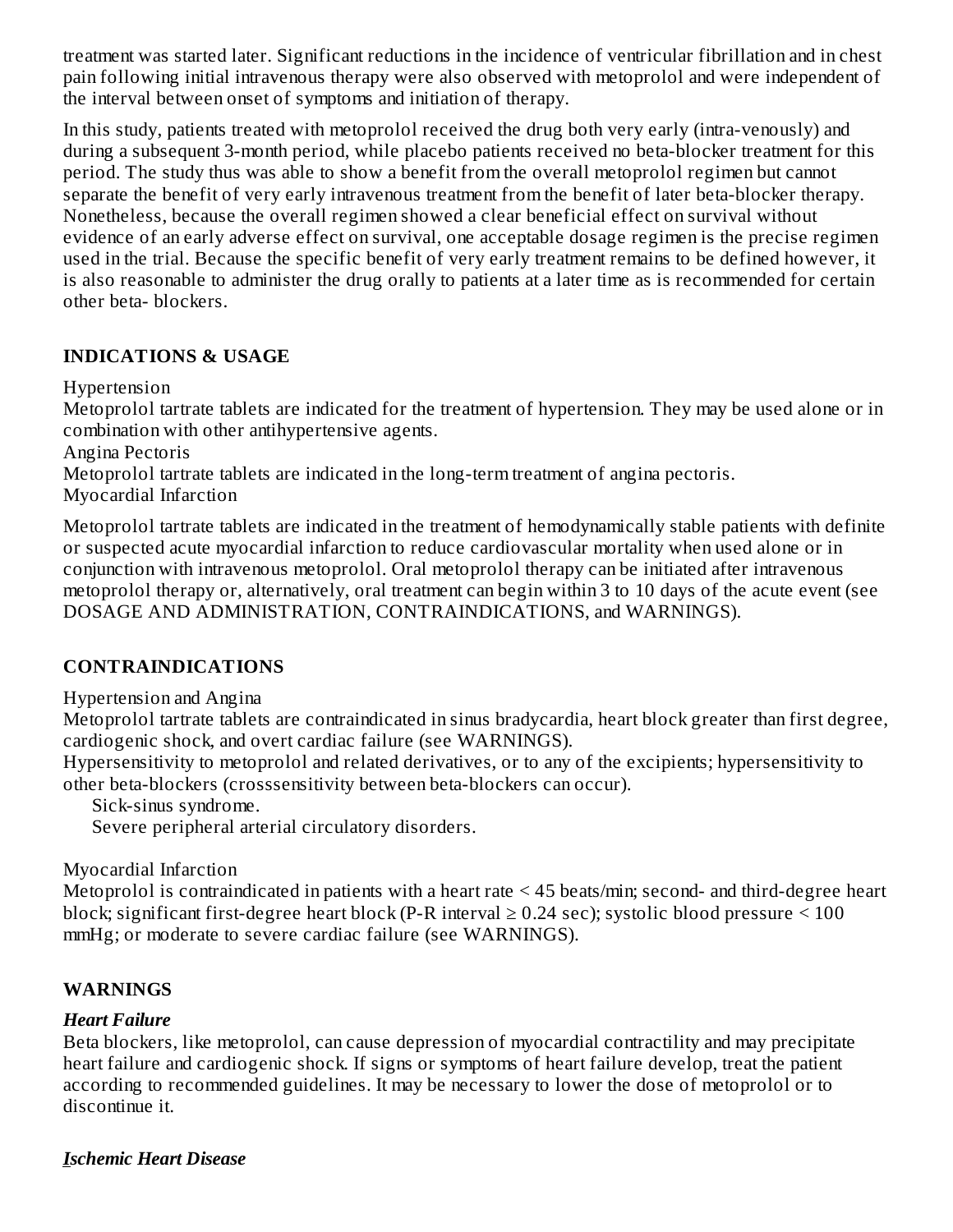treatment was started later. Significant reductions in the incidence of ventricular fibrillation and in chest pain following initial intravenous therapy were also observed with metoprolol and were independent of the interval between onset of symptoms and initiation of therapy.

In this study, patients treated with metoprolol received the drug both very early (intra-venously) and during a subsequent 3-month period, while placebo patients received no beta-blocker treatment for this period. The study thus was able to show a benefit from the overall metoprolol regimen but cannot separate the benefit of very early intravenous treatment from the benefit of later beta-blocker therapy. Nonetheless, because the overall regimen showed a clear beneficial effect on survival without evidence of an early adverse effect on survival, one acceptable dosage regimen is the precise regimen used in the trial. Because the specific benefit of very early treatment remains to be defined however, it is also reasonable to administer the drug orally to patients at a later time as is recommended for certain other beta- blockers.

## INDICATIONS & USAGE

Hypertension

Metoprolol tartrate tablets are indicated for the treatment of hypertension. They may be used alone or in combination with other antihypertensive agents.

Angina Pectoris

Metoprolol tartrate tablets are indicated in the long-term treatment of angina pectoris.

Myocardial Infarction

Metoprolol tartrate tablets are indicated in the treatment of hemodynamically stable patients with definite or suspected acute myocardial infarction to reduce cardiovascular mortality when used alone or in conjunction with intravenous metoprolol. Oral metoprolol therapy can be initiated after intravenous metoprolol therapy or, alternatively, oral treatment can begin within 3 to 10 days of the acute event (see DOSAGE AND ADMINISTRATION, CONTRAINDICATIONS, and WARNINGS).

## CONTRAINDICATIONS

Hypertension and Angina

Metoprolol tartrate tablets are contraindicated in sinus bradycardia, heart block greater than first degree, cardiogenic shock, and overt cardiac failure (see WARNINGS).

Hypersensitivity to metoprolol and related derivatives, or to any of the excipients; hypersensitivity to other beta-blockers (crosssensitivity between beta-blockers can occur).

Sick-sinus syndrome.

Severe peripheral arterial circulatory disorders.

Myocardial Infarction

Metoprolol is contraindicated in patients with a heart rate < 45 beats/min; second- and third-degree heart block; significant first-degree heart block (P-R interval ≥ 0.24 sec); systolic blood pressure < 100 mmHg; or moderate to severe cardiac failure (see WARNINGS).

## WARNINGS

### *Heart Failure*

Beta blockers, like metoprolol, can cause depression of myocardial contractility and may precipitate heart failure and cardiogenic shock. If signs or symptoms of heart failure develop, treat the patient according to recommended guidelines. It may be necessary to lower the dose of metoprolol or to discontinue it.

### *Ischemic Heart Disease*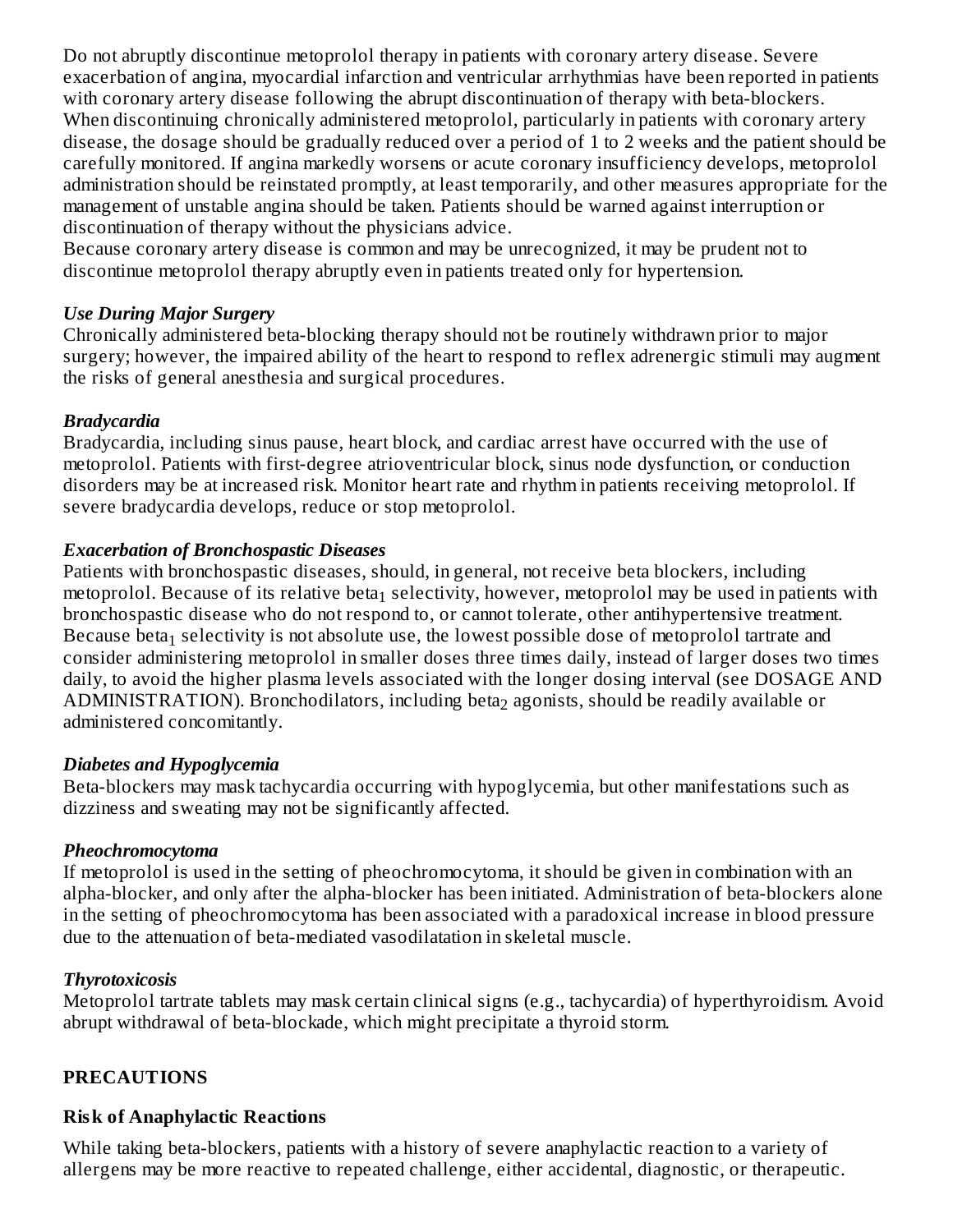Do not abruptly discontinue metoprolol therapy in patients with coronary artery disease. Severe exacerbation of angina, myocardial infarction and ventricular arrhythmias have been reported in patients with coronary artery disease following the abrupt discontinuation of therapy with beta-blockers. When discontinuing chronically administered metoprolol, particularly in patients with coronary artery disease, the dosage should be gradually reduced over a period of 1 to 2 weeks and the patient should be carefully monitored. If angina markedly worsens or acute coronary insufficiency develops, metoprolol administration should be reinstated promptly, at least temporarily, and other measures appropriate for the management of unstable angina should be taken. Patients should be warned against interruption or discontinuation of therapy without the physicians advice.
Because coronary artery disease is common and may be unrecognized, it may be prudent not to discontinue metoprolol therapy abruptly even in patients treated only for hypertension.

***Use During Major Surgery***
Chronically administered beta-blocking therapy should not be routinely withdrawn prior to major surgery; however, the impaired ability of the heart to respond to reflex adrenergic stimuli may augment the risks of general anesthesia and surgical procedures.

***Bradycardia***
Bradycardia, including sinus pause, heart block, and cardiac arrest have occurred with the use of metoprolol. Patients with first-degree atrioventricular block, sinus node dysfunction, or conduction disorders may be at increased risk. Monitor heart rate and rhythm in patients receiving metoprolol. If severe bradycardia develops, reduce or stop metoprolol.

***Exacerbation of Bronchospastic Diseases***
Patients with bronchospastic diseases, should, in general, not receive beta blockers, including metoprolol. Because of its relative $beta_1$ selectivity, however, metoprolol may be used in patients with bronchospastic disease who do not respond to, or cannot tolerate, other antihypertensive treatment. Because $beta_1$ selectivity is not absolute use, the lowest possible dose of metoprolol tartrate and consider administering metoprolol in smaller doses three times daily, instead of larger doses two times daily, to avoid the higher plasma levels associated with the longer dosing interval (see DOSAGE AND ADMINISTRATION). Bronchodilators, including $beta_2$ agonists, should be readily available or administered concomitantly.

***Diabetes and Hypoglycemia***
Beta-blockers may mask tachycardia occurring with hypoglycemia, but other manifestations such as dizziness and sweating may not be significantly affected.

***Pheochromocytoma***
If metoprolol is used in the setting of pheochromocytoma, it should be given in combination with an alpha-blocker, and only after the alpha-blocker has been initiated. Administration of beta-blockers alone in the setting of pheochromocytoma has been associated with a paradoxical increase in blood pressure due to the attenuation of beta-mediated vasodilatation in skeletal muscle.

***Thyrotoxicosis***
Metoprolol tartrate tablets may mask certain clinical signs (e.g., tachycardia) of hyperthyroidism. Avoid abrupt withdrawal of beta-blockade, which might precipitate a thyroid storm.

## PRECAUTIONS

### Risk of Anaphylactic Reactions

While taking beta-blockers, patients with a history of severe anaphylactic reaction to a variety of allergens may be more reactive to repeated challenge, either accidental, diagnostic, or therapeutic.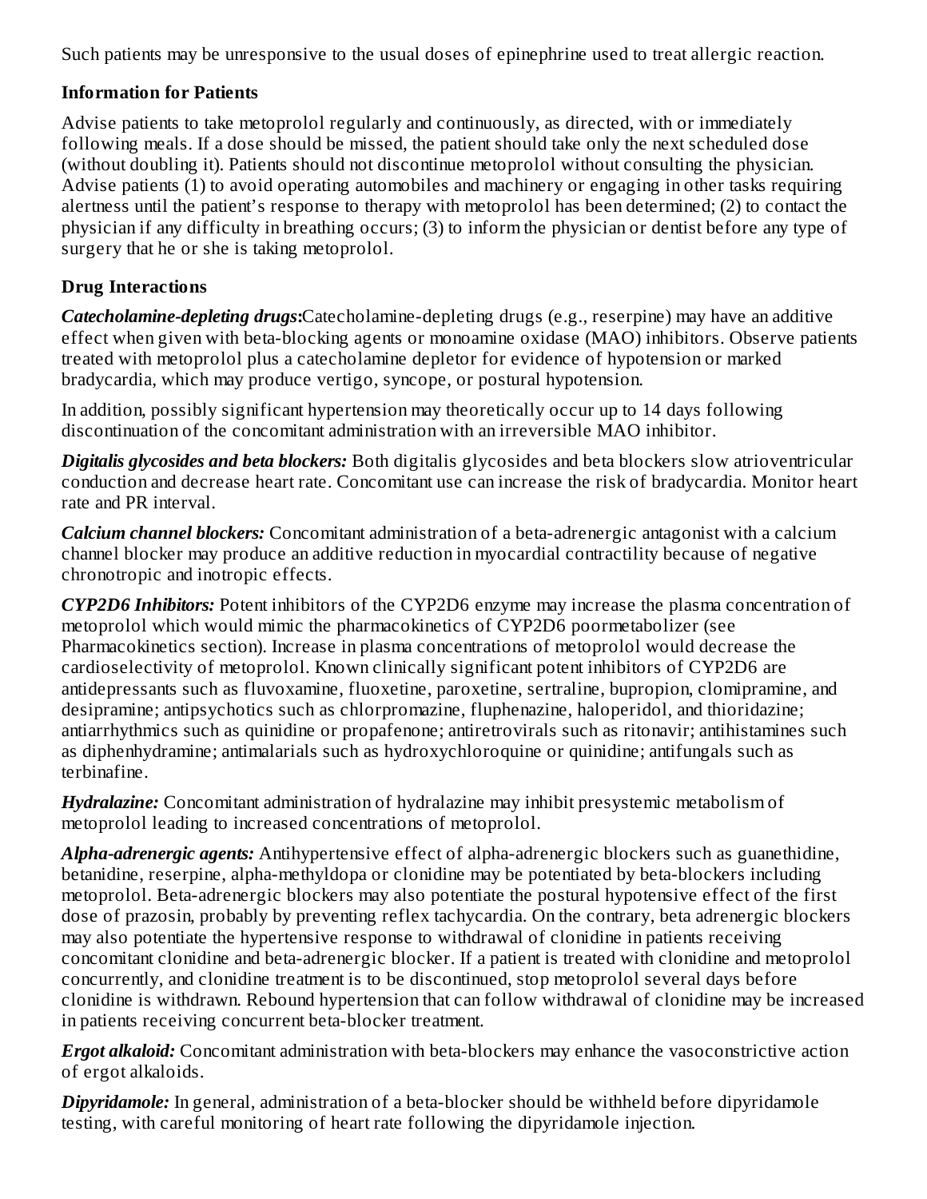Such patients may be unresponsive to the usual doses of epinephrine used to treat allergic reaction.

### Information for Patients

Advise patients to take metoprolol regularly and continuously, as directed, with or immediately following meals. If a dose should be missed, the patient should take only the next scheduled dose (without doubling it). Patients should not discontinue metoprolol without consulting the physician. Advise patients (1) to avoid operating automobiles and machinery or engaging in other tasks requiring alertness until the patient's response to therapy with metoprolol has been determined; (2) to contact the physician if any difficulty in breathing occurs; (3) to inform the physician or dentist before any type of surgery that he or she is taking metoprolol.

### Drug Interactions

***Catecholamine-depleting drugs*:**Catecholamine-depleting drugs (e.g., reserpine) may have an additive effect when given with beta-blocking agents or monoamine oxidase (MAO) inhibitors. Observe patients treated with metoprolol plus a catecholamine depletor for evidence of hypotension or marked bradycardia, which may produce vertigo, syncope, or postural hypotension.

In addition, possibly significant hypertension may theoretically occur up to 14 days following discontinuation of the concomitant administration with an irreversible MAO inhibitor.

***Digitalis glycosides and beta blockers:*** Both digitalis glycosides and beta blockers slow atrioventricular conduction and decrease heart rate. Concomitant use can increase the risk of bradycardia. Monitor heart rate and PR interval.

***Calcium channel blockers:*** Concomitant administration of a beta-adrenergic antagonist with a calcium channel blocker may produce an additive reduction in myocardial contractility because of negative chronotropic and inotropic effects.

***CYP2D6 Inhibitors:*** Potent inhibitors of the CYP2D6 enzyme may increase the plasma concentration of metoprolol which would mimic the pharmacokinetics of CYP2D6 poormetabolizer (see Pharmacokinetics section). Increase in plasma concentrations of metoprolol would decrease the cardioselectivity of metoprolol. Known clinically significant potent inhibitors of CYP2D6 are antidepressants such as fluvoxamine, fluoxetine, paroxetine, sertraline, bupropion, clomipramine, and desipramine; antipsychotics such as chlorpromazine, fluphenazine, haloperidol, and thioridazine; antiarrhythmics such as quinidine or propafenone; antiretrovirals such as ritonavir; antihistamines such as diphenhydramine; antimalarials such as hydroxychloroquine or quinidine; antifungals such as terbinafine.

***Hydralazine:*** Concomitant administration of hydralazine may inhibit presystemic metabolism of metoprolol leading to increased concentrations of metoprolol.

***Alpha-adrenergic agents:*** Antihypertensive effect of alpha-adrenergic blockers such as guanethidine, betanidine, reserpine, alpha-methyldopa or clonidine may be potentiated by beta-blockers including metoprolol. Beta-adrenergic blockers may also potentiate the postural hypotensive effect of the first dose of prazosin, probably by preventing reflex tachycardia. On the contrary, beta adrenergic blockers may also potentiate the hypertensive response to withdrawal of clonidine in patients receiving concomitant clonidine and beta-adrenergic blocker. If a patient is treated with clonidine and metoprolol concurrently, and clonidine treatment is to be discontinued, stop metoprolol several days before clonidine is withdrawn. Rebound hypertension that can follow withdrawal of clonidine may be increased in patients receiving concurrent beta-blocker treatment.

***Ergot alkaloid:*** Concomitant administration with beta-blockers may enhance the vasoconstrictive action of ergot alkaloids.

***Dipyridamole:*** In general, administration of a beta-blocker should be withheld before dipyridamole testing, with careful monitoring of heart rate following the dipyridamole injection.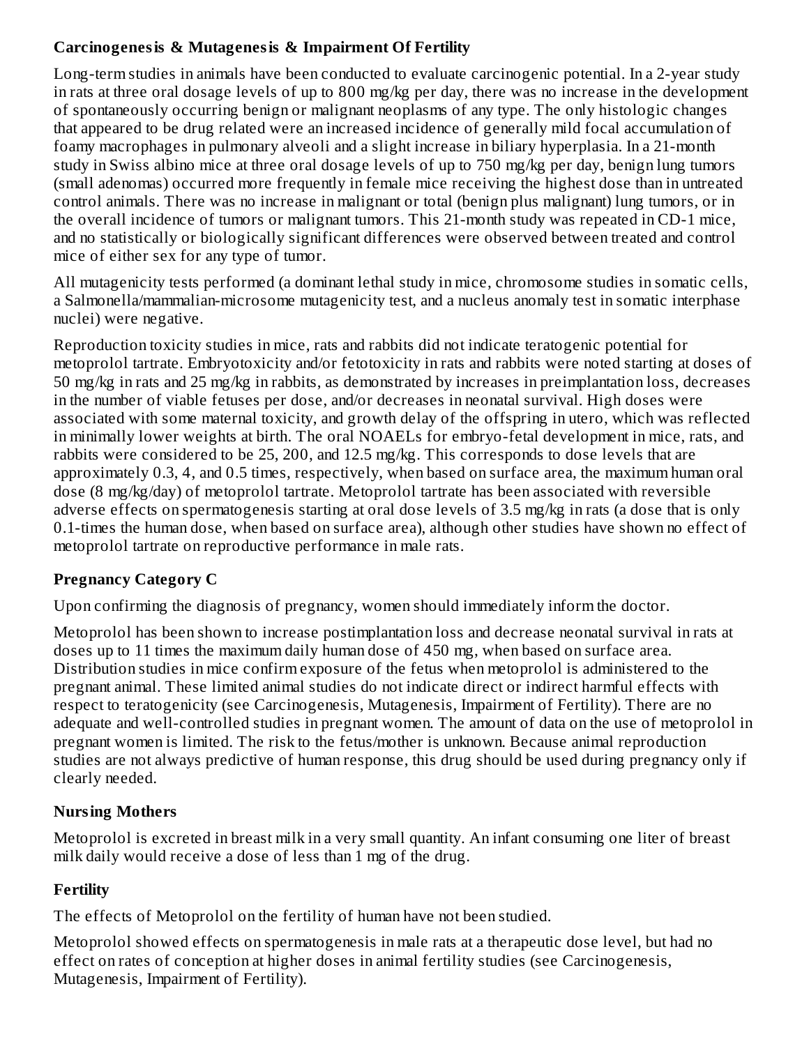## Carcinogenesis & Mutagenesis & Impairment Of Fertility

Long-term studies in animals have been conducted to evaluate carcinogenic potential. In a 2-year study in rats at three oral dosage levels of up to 800 mg/kg per day, there was no increase in the development of spontaneously occurring benign or malignant neoplasms of any type. The only histologic changes that appeared to be drug related were an increased incidence of generally mild focal accumulation of foamy macrophages in pulmonary alveoli and a slight increase in biliary hyperplasia. In a 21-month study in Swiss albino mice at three oral dosage levels of up to 750 mg/kg per day, benign lung tumors (small adenomas) occurred more frequently in female mice receiving the highest dose than in untreated control animals. There was no increase in malignant or total (benign plus malignant) lung tumors, or in the overall incidence of tumors or malignant tumors. This 21-month study was repeated in CD-1 mice, and no statistically or biologically significant differences were observed between treated and control mice of either sex for any type of tumor.

All mutagenicity tests performed (a dominant lethal study in mice, chromosome studies in somatic cells, a Salmonella/mammalian-microsome mutagenicity test, and a nucleus anomaly test in somatic interphase nuclei) were negative.

Reproduction toxicity studies in mice, rats and rabbits did not indicate teratogenic potential for metoprolol tartrate. Embryotoxicity and/or fetotoxicity in rats and rabbits were noted starting at doses of 50 mg/kg in rats and 25 mg/kg in rabbits, as demonstrated by increases in preimplantation loss, decreases in the number of viable fetuses per dose, and/or decreases in neonatal survival. High doses were associated with some maternal toxicity, and growth delay of the offspring in utero, which was reflected in minimally lower weights at birth. The oral NOAELs for embryo-fetal development in mice, rats, and rabbits were considered to be 25, 200, and 12.5 mg/kg. This corresponds to dose levels that are approximately 0.3, 4, and 0.5 times, respectively, when based on surface area, the maximum human oral dose (8 mg/kg/day) of metoprolol tartrate. Metoprolol tartrate has been associated with reversible adverse effects on spermatogenesis starting at oral dose levels of 3.5 mg/kg in rats (a dose that is only 0.1-times the human dose, when based on surface area), although other studies have shown no effect of metoprolol tartrate on reproductive performance in male rats.

## Pregnancy Category C

Upon confirming the diagnosis of pregnancy, women should immediately inform the doctor.

Metoprolol has been shown to increase postimplantation loss and decrease neonatal survival in rats at doses up to 11 times the maximum daily human dose of 450 mg, when based on surface area. Distribution studies in mice confirm exposure of the fetus when metoprolol is administered to the pregnant animal. These limited animal studies do not indicate direct or indirect harmful effects with respect to teratogenicity (see Carcinogenesis, Mutagenesis, Impairment of Fertility). There are no adequate and well-controlled studies in pregnant women. The amount of data on the use of metoprolol in pregnant women is limited. The risk to the fetus/mother is unknown. Because animal reproduction studies are not always predictive of human response, this drug should be used during pregnancy only if clearly needed.

## Nursing Mothers

Metoprolol is excreted in breast milk in a very small quantity. An infant consuming one liter of breast milk daily would receive a dose of less than 1 mg of the drug.

## Fertility

The effects of Metoprolol on the fertility of human have not been studied.

Metoprolol showed effects on spermatogenesis in male rats at a therapeutic dose level, but had no effect on rates of conception at higher doses in animal fertility studies (see Carcinogenesis, Mutagenesis, Impairment of Fertility).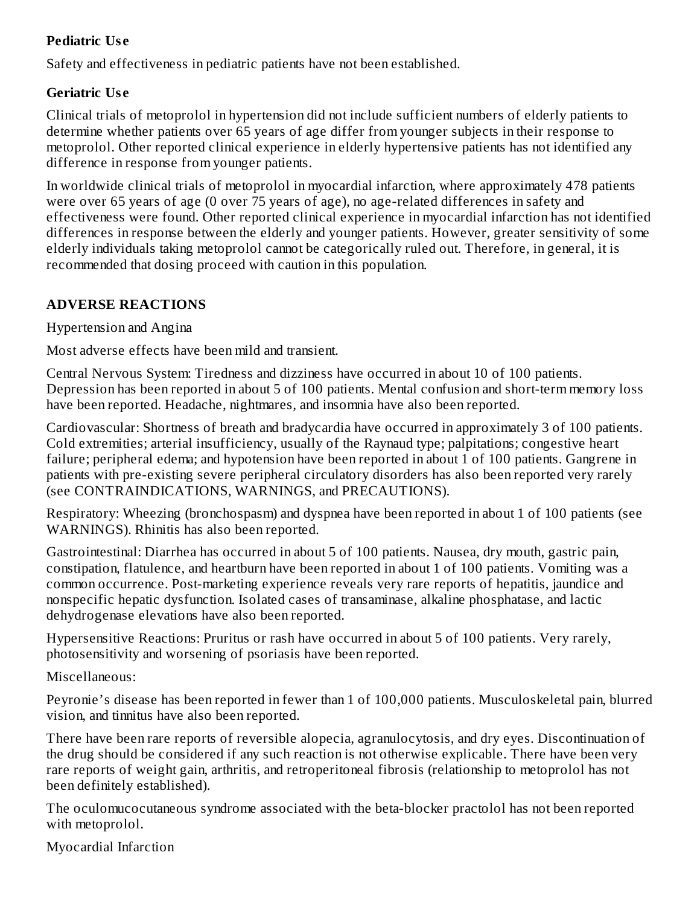**Pediatric Use**

Safety and effectiveness in pediatric patients have not been established.

**Geriatric Use**

Clinical trials of metoprolol in hypertension did not include sufficient numbers of elderly patients to determine whether patients over 65 years of age differ from younger subjects in their response to metoprolol. Other reported clinical experience in elderly hypertensive patients has not identified any difference in response from younger patients.

In worldwide clinical trials of metoprolol in myocardial infarction, where approximately 478 patients were over 65 years of age (0 over 75 years of age), no age-related differences in safety and effectiveness were found. Other reported clinical experience in myocardial infarction has not identified differences in response between the elderly and younger patients. However, greater sensitivity of some elderly individuals taking metoprolol cannot be categorically ruled out. Therefore, in general, it is recommended that dosing proceed with caution in this population.

## ADVERSE REACTIONS

Hypertension and Angina

Most adverse effects have been mild and transient.

Central Nervous System: Tiredness and dizziness have occurred in about 10 of 100 patients. Depression has been reported in about 5 of 100 patients. Mental confusion and short-term memory loss have been reported. Headache, nightmares, and insomnia have also been reported.

Cardiovascular: Shortness of breath and bradycardia have occurred in approximately 3 of 100 patients. Cold extremities; arterial insufficiency, usually of the Raynaud type; palpitations; congestive heart failure; peripheral edema; and hypotension have been reported in about 1 of 100 patients. Gangrene in patients with pre-existing severe peripheral circulatory disorders has also been reported very rarely (see CONTRAINDICATIONS, WARNINGS, and PRECAUTIONS).

Respiratory: Wheezing (bronchospasm) and dyspnea have been reported in about 1 of 100 patients (see WARNINGS). Rhinitis has also been reported.

Gastrointestinal: Diarrhea has occurred in about 5 of 100 patients. Nausea, dry mouth, gastric pain, constipation, flatulence, and heartburn have been reported in about 1 of 100 patients. Vomiting was a common occurrence. Post-marketing experience reveals very rare reports of hepatitis, jaundice and nonspecific hepatic dysfunction. Isolated cases of transaminase, alkaline phosphatase, and lactic dehydrogenase elevations have also been reported.

Hypersensitive Reactions: Pruritus or rash have occurred in about 5 of 100 patients. Very rarely, photosensitivity and worsening of psoriasis have been reported.

Miscellaneous:

Peyronie's disease has been reported in fewer than 1 of 100,000 patients. Musculoskeletal pain, blurred vision, and tinnitus have also been reported.

There have been rare reports of reversible alopecia, agranulocytosis, and dry eyes. Discontinuation of the drug should be considered if any such reaction is not otherwise explicable. There have been very rare reports of weight gain, arthritis, and retroperitoneal fibrosis (relationship to metoprolol has not been definitely established).

The oculomucocutaneous syndrome associated with the beta-blocker practolol has not been reported with metoprolol.

Myocardial Infarction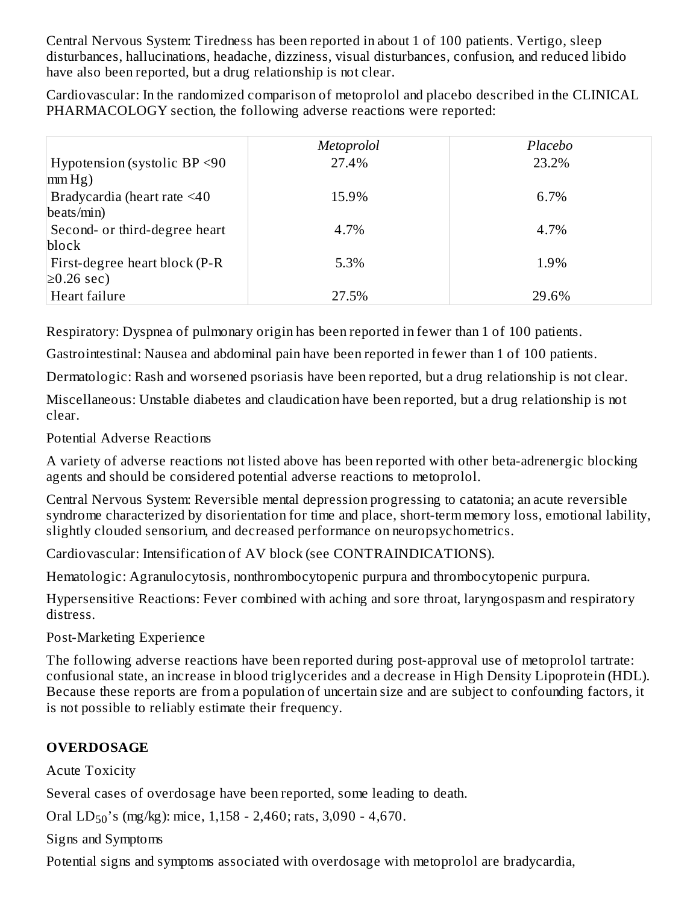Central Nervous System: Tiredness has been reported in about 1 of 100 patients. Vertigo, sleep disturbances, hallucinations, headache, dizziness, visual disturbances, confusion, and reduced libido have also been reported, but a drug relationship is not clear.

Cardiovascular: In the randomized comparison of metoprolol and placebo described in the CLINICAL PHARMACOLOGY section, the following adverse reactions were reported:

| | *Metoprolol* | *Placebo* |
|---|---|---|
| Hypotension (systolic BP <90 mm Hg) | 27.4% | 23.2% |
| Bradycardia (heart rate <40 beats/min) | 15.9% | 6.7% |
| Second- or third-degree heart block | 4.7% | 4.7% |
| First-degree heart block (P-R ≥0.26 sec) | 5.3% | 1.9% |
| Heart failure | 27.5% | 29.6% |

Respiratory: Dyspnea of pulmonary origin has been reported in fewer than 1 of 100 patients.

Gastrointestinal: Nausea and abdominal pain have been reported in fewer than 1 of 100 patients.

Dermatologic: Rash and worsened psoriasis have been reported, but a drug relationship is not clear.

Miscellaneous: Unstable diabetes and claudication have been reported, but a drug relationship is not clear.

Potential Adverse Reactions

A variety of adverse reactions not listed above has been reported with other beta-adrenergic blocking agents and should be considered potential adverse reactions to metoprolol.

Central Nervous System: Reversible mental depression progressing to catatonia; an acute reversible syndrome characterized by disorientation for time and place, short-term memory loss, emotional lability, slightly clouded sensorium, and decreased performance on neuropsychometrics.

Cardiovascular: Intensification of AV block (see CONTRAINDICATIONS).

Hematologic: Agranulocytosis, nonthrombocytopenic purpura and thrombocytopenic purpura.

Hypersensitive Reactions: Fever combined with aching and sore throat, laryngospasm and respiratory distress.

Post-Marketing Experience

The following adverse reactions have been reported during post-approval use of metoprolol tartrate: confusional state, an increase in blood triglycerides and a decrease in High Density Lipoprotein (HDL). Because these reports are from a population of uncertain size and are subject to confounding factors, it is not possible to reliably estimate their frequency.

## OVERDOSAGE

Acute Toxicity

Several cases of overdosage have been reported, some leading to death.

Oral $LD_{50}$'s (mg/kg): mice, 1,158 - 2,460; rats, 3,090 - 4,670.

Signs and Symptoms

Potential signs and symptoms associated with overdosage with metoprolol are bradycardia,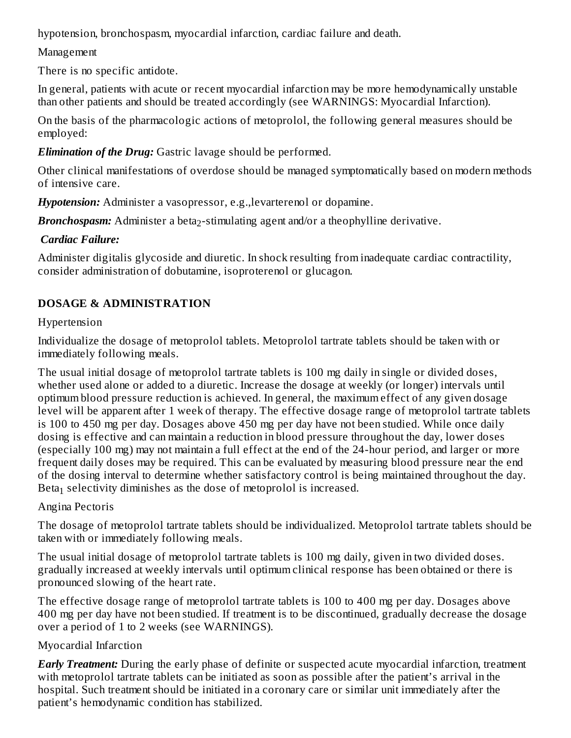hypotension, bronchospasm, myocardial infarction, cardiac failure and death.

Management

There is no specific antidote.

In general, patients with acute or recent myocardial infarction may be more hemodynamically unstable than other patients and should be treated accordingly (see WARNINGS: Myocardial Infarction).

On the basis of the pharmacologic actions of metoprolol, the following general measures should be employed:

***Elimination of the Drug:*** Gastric lavage should be performed.

Other clinical manifestations of overdose should be managed symptomatically based on modern methods of intensive care.

***Hypotension:*** Administer a vasopressor, e.g.,levarterenol or dopamine.

***Bronchospasm:*** Administer a $beta_2$-stimulating agent and/or a theophylline derivative.

***Cardiac Failure:***

Administer digitalis glycoside and diuretic. In shock resulting from inadequate cardiac contractility, consider administration of dobutamine, isoproterenol or glucagon.

## DOSAGE & ADMINISTRATION

Hypertension

Individualize the dosage of metoprolol tablets. Metoprolol tartrate tablets should be taken with or immediately following meals.

The usual initial dosage of metoprolol tartrate tablets is 100 mg daily in single or divided doses, whether used alone or added to a diuretic. Increase the dosage at weekly (or longer) intervals until optimum blood pressure reduction is achieved. In general, the maximum effect of any given dosage level will be apparent after 1 week of therapy. The effective dosage range of metoprolol tartrate tablets is 100 to 450 mg per day. Dosages above 450 mg per day have not been studied. While once daily dosing is effective and can maintain a reduction in blood pressure throughout the day, lower doses (especially 100 mg) may not maintain a full effect at the end of the 24-hour period, and larger or more frequent daily doses may be required. This can be evaluated by measuring blood pressure near the end of the dosing interval to determine whether satisfactory control is being maintained throughout the day. $Beta_1$ selectivity diminishes as the dose of metoprolol is increased.

Angina Pectoris

The dosage of metoprolol tartrate tablets should be individualized. Metoprolol tartrate tablets should be taken with or immediately following meals.

The usual initial dosage of metoprolol tartrate tablets is 100 mg daily, given in two divided doses. gradually increased at weekly intervals until optimum clinical response has been obtained or there is pronounced slowing of the heart rate.

The effective dosage range of metoprolol tartrate tablets is 100 to 400 mg per day. Dosages above 400 mg per day have not been studied. If treatment is to be discontinued, gradually decrease the dosage over a period of 1 to 2 weeks (see WARNINGS).

Myocardial Infarction

***Early Treatment:*** During the early phase of definite or suspected acute myocardial infarction, treatment with metoprolol tartrate tablets can be initiated as soon as possible after the patient's arrival in the hospital. Such treatment should be initiated in a coronary care or similar unit immediately after the patient's hemodynamic condition has stabilized.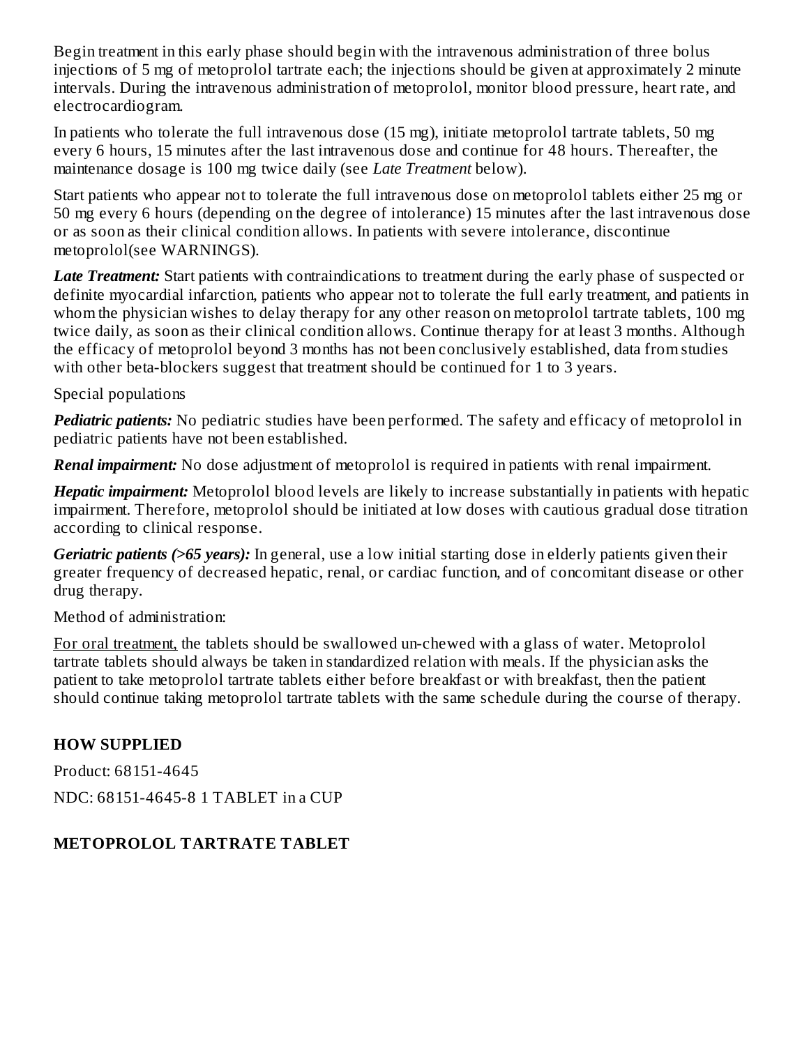Begin treatment in this early phase should begin with the intravenous administration of three bolus injections of 5 mg of metoprolol tartrate each; the injections should be given at approximately 2 minute intervals. During the intravenous administration of metoprolol, monitor blood pressure, heart rate, and electrocardiogram.

In patients who tolerate the full intravenous dose (15 mg), initiate metoprolol tartrate tablets, 50 mg every 6 hours, 15 minutes after the last intravenous dose and continue for 48 hours. Thereafter, the maintenance dosage is 100 mg twice daily (see *Late Treatment* below).

Start patients who appear not to tolerate the full intravenous dose on metoprolol tablets either 25 mg or 50 mg every 6 hours (depending on the degree of intolerance) 15 minutes after the last intravenous dose or as soon as their clinical condition allows. In patients with severe intolerance, discontinue metoprolol(see WARNINGS).

***Late Treatment:*** Start patients with contraindications to treatment during the early phase of suspected or definite myocardial infarction, patients who appear not to tolerate the full early treatment, and patients in whom the physician wishes to delay therapy for any other reason on metoprolol tartrate tablets, 100 mg twice daily, as soon as their clinical condition allows. Continue therapy for at least 3 months. Although the efficacy of metoprolol beyond 3 months has not been conclusively established, data from studies with other beta-blockers suggest that treatment should be continued for 1 to 3 years.

Special populations

***Pediatric patients:*** No pediatric studies have been performed. The safety and efficacy of metoprolol in pediatric patients have not been established.

***Renal impairment:*** No dose adjustment of metoprolol is required in patients with renal impairment.

***Hepatic impairment:*** Metoprolol blood levels are likely to increase substantially in patients with hepatic impairment. Therefore, metoprolol should be initiated at low doses with cautious gradual dose titration according to clinical response.

***Geriatric patients (>65 years):*** In general, use a low initial starting dose in elderly patients given their greater frequency of decreased hepatic, renal, or cardiac function, and of concomitant disease or other drug therapy.

Method of administration:

For oral treatment, the tablets should be swallowed un-chewed with a glass of water. Metoprolol tartrate tablets should always be taken in standardized relation with meals. If the physician asks the patient to take metoprolol tartrate tablets either before breakfast or with breakfast, then the patient should continue taking metoprolol tartrate tablets with the same schedule during the course of therapy.

## HOW SUPPLIED

Product: 68151-4645

NDC: 68151-4645-8 1 TABLET in a CUP

## METOPROLOL TARTRATE TABLET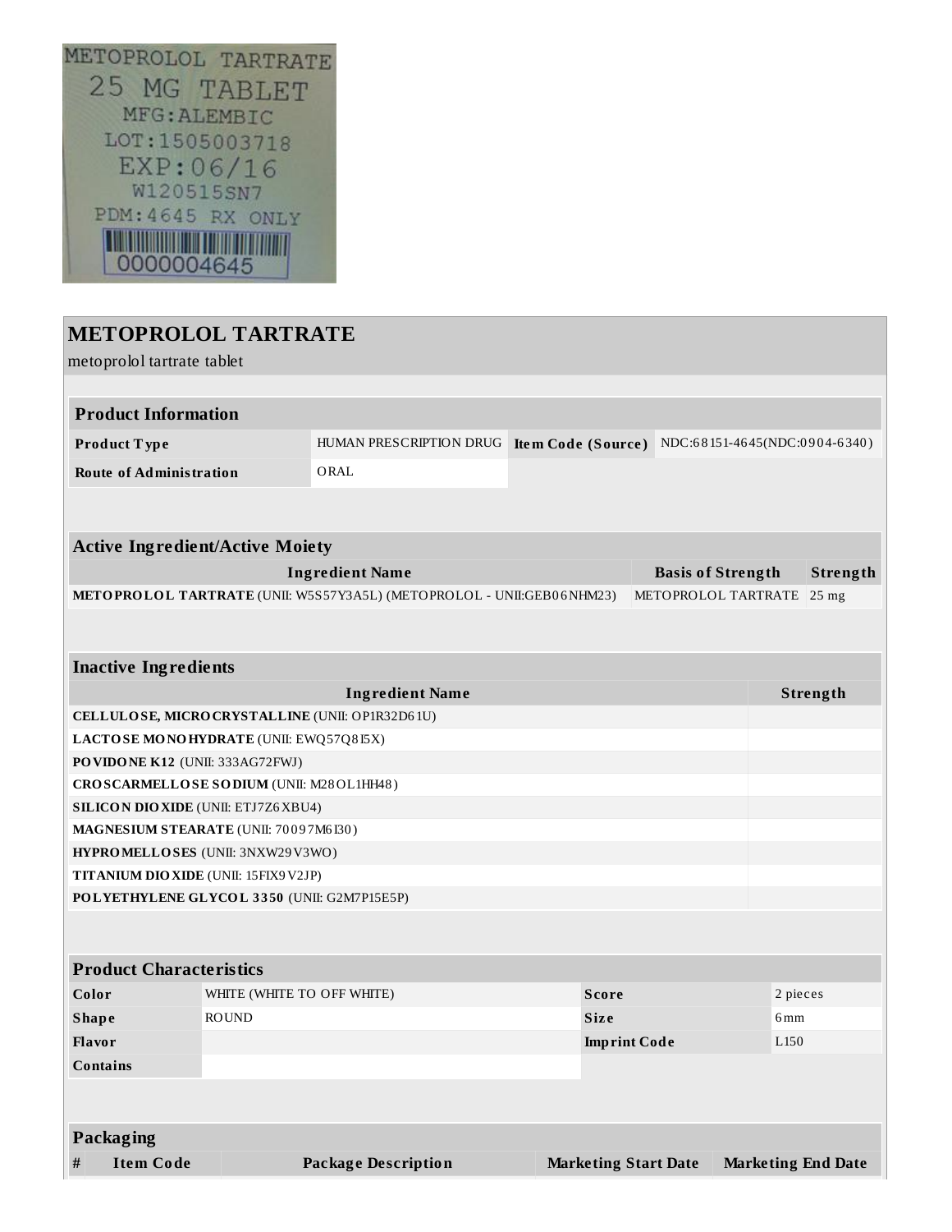METOPROLOL TARTRATE
25 MG TABLET
MFG:ALEMBIC
LOT:1505003718
EXP:06/16
W120515SN7
PDM:4645 RX ONLY
0000004645

## METOPROLOL TARTRATE

metoprolol tartrate tablet

| Product Information | | | |
|---|---|---|---|
| **Product Type** | HUMAN PRESCRIPTION DRUG | **Item Code (Source)** | NDC:68151-4645(NDC:0904-6340) |
| **Route of Administration** | ORAL | | |

| Active Ingredient/Active Moiety | | |
|---|---|---|
| **Ingredient Name** | **Basis of Strength** | **Strength** |
| **METOPROLOL TARTRATE** (UNII: W5S57Y3A5L) (METOPROLOL - UNII:GEB06NHM23) | METOPROLOL TARTRATE | 25 mg |

| Inactive Ingredients | |
|---|---|
| **Ingredient Name** | **Strength** |
| **CELLULOSE, MICROCRYSTALLINE** (UNII: OP1R32D61U) | |
| **LACTOSE MONOHYDRATE** (UNII: EWQ57Q8I5X) | |
| **POVIDONE K12** (UNII: 333AG72FWJ) | |
| **CROSCARMELLOSE SODIUM** (UNII: M28OL1HH48) | |
| **SILICON DIOXIDE** (UNII: ETJ7Z6XBU4) | |
| **MAGNESIUM STEARATE** (UNII: 70097M6I30) | |
| **HYPROMELLOSES** (UNII: 3NXW29V3WO) | |
| **TITANIUM DIOXIDE** (UNII: 15FIX9V2JP) | |
| **POLYETHYLENE GLYCOL 3350** (UNII: G2M7P15E5P) | |

| Product Characteristics | | | |
|---|---|---|---|
| **Color** | WHITE (WHITE TO OFF WHITE) | **Score** | 2 pieces |
| **Shape** | ROUND | **Size** | 6mm |
| **Flavor** | | **Imprint Code** | L150 |
| **Contains** | | | |

| Packaging | | | | |
|---|---|---|---|---|
| **#** | **Item Code** | **Package Description** | **Marketing Start Date** | **Marketing End Date** |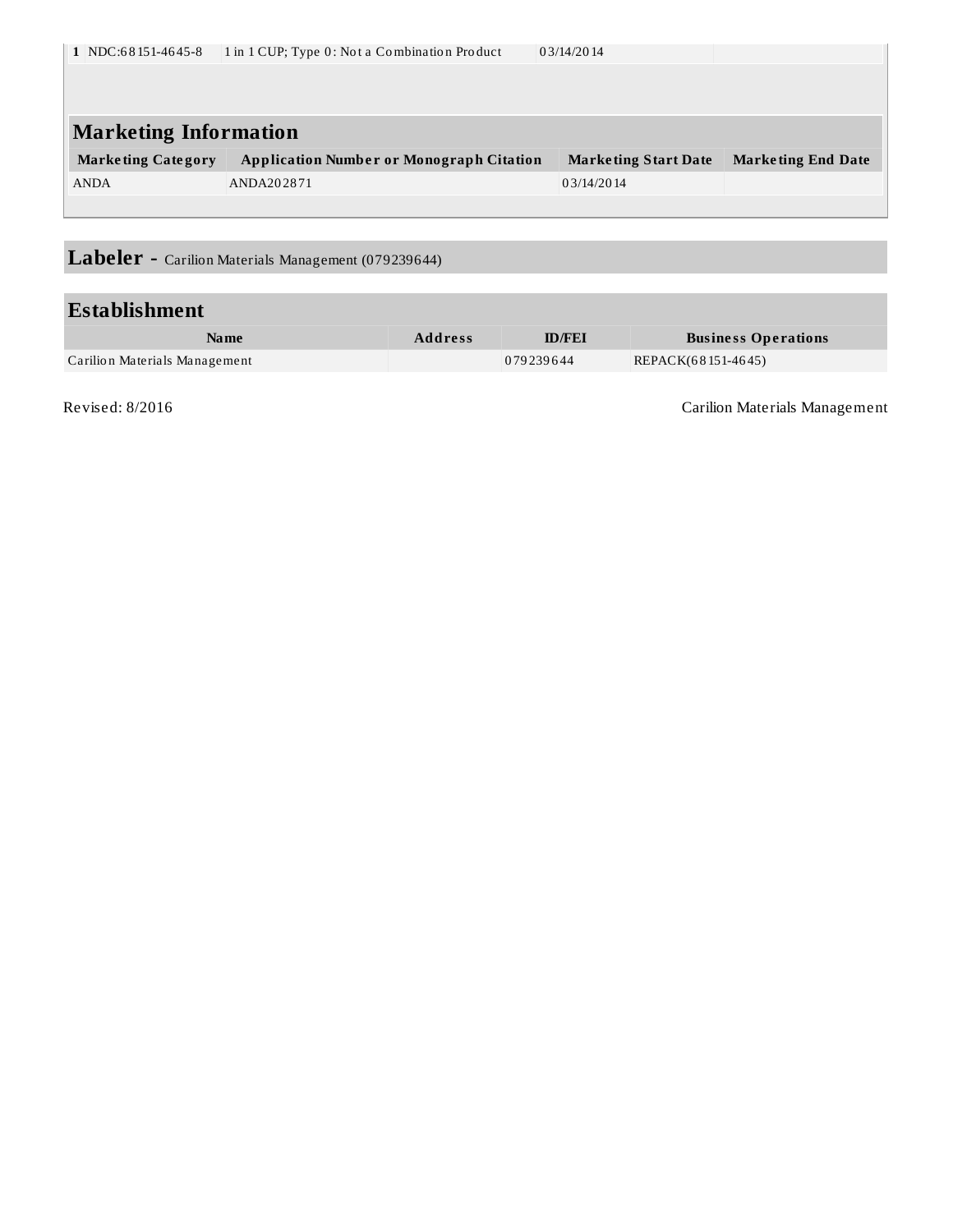| | | | | |
|---|---|---|---|---|
| 1 | NDC:68151-4645-8 | 1 in 1 CUP; Type 0: Not a Combination Product | 03/14/2014 | |

## Marketing Information

| Marketing Category | Application Number or Monograph Citation | Marketing Start Date | Marketing End Date |
|---|---|---|---|
| ANDA | ANDA202871 | 03/14/2014 | |

## Labeler - Carilion Materials Management (079239644)

## Establishment

| Name | Address | ID/FEI | Business Operations |
|---|---|---|---|
| Carilion Materials Management | | 079239644 | REPACK(68151-4645) |

Revised: 8/2016

Carilion Materials Management